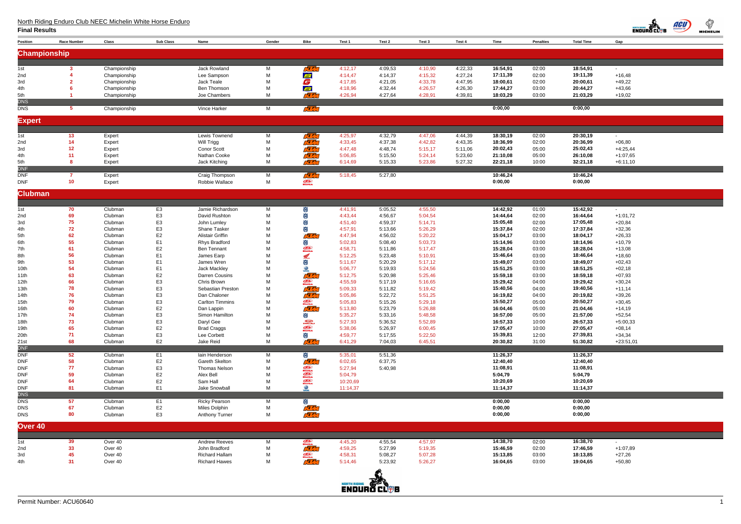# North Riding Enduro Club NEEC Michelin White Horse Enduro

**Final Results**

| Position | Race Number | Class | Sub Class | Name | Gender | Bike | Test 1 | Test 2 | Test 3 | Test 4 | Time | Penalties | Total Time | Gap |
|---|---|---|---|---|---|---|---|---|---|---|---|---|---|---|
| **Championship** | | | | | | | | | | | | | | |
| 1st | 3 | Championship | | Jack Rowland | M | | 4:12,17 | 4:09,53 | 4:10,90 | 4:22,33 | 16:54,91 | 02:00 | 18:54,91 | - |
| 2nd | 4 | Championship | | Lee Sampson | M | | 4:14,47 | 4:14,37 | 4:15,32 | 4:27,24 | 17:11,39 | 02:00 | 19:11,39 | +16,48 |
| 3rd | 2 | Championship | | Jack Teale | M | | 4:17,85 | 4:21,05 | 4:33,78 | 4:47,95 | 18:00,61 | 02:00 | 20:00,61 | +49,22 |
| 4th | 6 | Championship | | Ben Thomson | M | | 4:18,96 | 4:32,44 | 4:26,57 | 4:26,30 | 17:44,27 | 03:00 | 20:44,27 | +43,66 |
| 5th | 1 | Championship | | Joe Chambers | M | | 4:26,94 | 4:27,64 | 4:28,91 | 4:39,81 | 18:03,29 | 03:00 | 21:03,29 | +19,02 |
| DNS | | | | | | | | | | | | | | |
| DNS | 5 | Championship | | Vince Harker | M | | | | | | 0:00,00 | | 0:00,00 | |
| **Expert** | | | | | | | | | | | | | | |
| 1st | 13 | Expert | | Lewis Townend | M | | 4:25,97 | 4:32,79 | 4:47,06 | 4:44,39 | 18:30,19 | 02:00 | 20:30,19 | - |
| 2nd | 14 | Expert | | Will Trigg | M | | 4:33,45 | 4:37,38 | 4:42,82 | 4:43,35 | 18:36,99 | 02:00 | 20:36,99 | +06,80 |
| 3rd | 12 | Expert | | Conor Scott | M | | 4:47,48 | 4:48,74 | 5:15,17 | 5:11,06 | 20:02,43 | 05:00 | 25:02,43 | +4:25,44 |
| 4th | 11 | Expert | | Nathan Cooke | M | | 5:06,85 | 5:15,50 | 5:24,14 | 5:23,60 | 21:10,08 | 05:00 | 26:10,08 | +1:07,65 |
| 5th | 8 | Expert | | Jack Kitching | M | | 6:14,69 | 5:15,33 | 5:23,86 | 5:27,32 | 22:21,18 | 10:00 | 32:21,18 | +6:11,10 |
| DNF | | | | | | | | | | | | | | |
| DNF | 7 | Expert | | Craig Thompson | M | | 5:18,45 | 5:27,80 | | | 10:46,24 | | 10:46,24 | |
| DNF | 10 | Expert | | Robbie Wallace | M | | | | | | 0:00,00 | | 0:00,00 | |
| **Clubman** | | | | | | | | | | | | | | |
| 1st | 70 | Clubman | E3 | Jamie Richardson | M | | 4:41,91 | 5:05,52 | 4:55,50 | | 14:42,92 | 01:00 | 15:42,92 | - |
| 2nd | 69 | Clubman | E3 | David Rushton | M | | 4:43,44 | 4:56,67 | 5:04,54 | | 14:44,64 | 02:00 | 16:44,64 | +1:01,72 |
| 3rd | 75 | Clubman | E3 | John Lumley | M | | 4:51,40 | 4:59,37 | 5:14,71 | | 15:05,48 | 02:00 | 17:05,48 | +20,84 |
| 4th | 72 | Clubman | E3 | Shane Tasker | M | | 4:57,91 | 5:13,66 | 5:26,29 | | 15:37,84 | 02:00 | 17:37,84 | +32,36 |
| 5th | 62 | Clubman | E2 | Alistair Griffin | M | | 4:47,94 | 4:56,02 | 5:20,22 | | 15:04,17 | 03:00 | 18:04,17 | +26,33 |
| 6th | 55 | Clubman | E1 | Rhys Bradford | M | | 5:02,83 | 5:08,40 | 5:03,73 | | 15:14,96 | 03:00 | 18:14,96 | +10,79 |
| 7th | 61 | Clubman | E2 | Ben Tennant | M | | 4:58,71 | 5:11,86 | 5:17,47 | | 15:28,04 | 03:00 | 18:28,04 | +13,08 |
| 8th | 56 | Clubman | E1 | James Earp | M | | 5:12,25 | 5:23,48 | 5:10,91 | | 15:46,64 | 03:00 | 18:46,64 | +18,60 |
| 9th | 53 | Clubman | E1 | James Wren | M | | 5:11,67 | 5:20,29 | 5:17,12 | | 15:49,07 | 03:00 | 18:49,07 | +02,43 |
| 10th | 54 | Clubman | E1 | Jack Mackley | M | | 5:06,77 | 5:19,93 | 5:24,56 | | 15:51,25 | 03:00 | 18:51,25 | +02,18 |
| 11th | 63 | Clubman | E2 | Darren Cousins | M | | 5:12,75 | 5:20,98 | 5:25,46 | | 15:59,18 | 03:00 | 18:59,18 | +07,93 |
| 12th | 66 | Clubman | E3 | Chris Brown | M | | 4:55,59 | 5:17,19 | 5:16,65 | | 15:29,42 | 04:00 | 19:29,42 | +30,24 |
| 13th | 78 | Clubman | E3 | Sebastian Preston | M | | 5:09,33 | 5:11,82 | 5:19,42 | | 15:40,56 | 04:00 | 19:40,56 | +11,14 |
| 14th | 76 | Clubman | E3 | Dan Chaloner | M | | 5:05,86 | 5:22,72 | 5:51,25 | | 16:19,82 | 04:00 | 20:19,82 | +39,26 |
| 15th | 79 | Clubman | E3 | Carlton Timmins | M | | 5:05,83 | 5:15,26 | 5:29,18 | | 15:50,27 | 05:00 | 20:50,27 | +30,45 |
| 16th | 60 | Clubman | E2 | Dan Lappin | M | | 5:13,80 | 5:23,79 | 5:26,88 | | 16:04,46 | 05:00 | 21:04,46 | +14,19 |
| 17th | 74 | Clubman | E3 | Simon Hamilton | M | | 5:35,27 | 5:33,16 | 5:48,58 | | 16:57,00 | 05:00 | 21:57,00 | +52,54 |
| 18th | 73 | Clubman | E3 | Daryl Gee | M | | 5:27,93 | 5:36,52 | 5:52,89 | | 16:57,33 | 10:00 | 26:57,33 | +5:00,33 |
| 19th | 65 | Clubman | E2 | Brad Craggs | M | | 5:38,06 | 5:26,97 | 6:00,45 | | 17:05,47 | 10:00 | 27:05,47 | +08,14 |
| 20th | 71 | Clubman | E3 | Lee Corbett | M | | 4:59,77 | 5:17,55 | 5:22,50 | | 15:39,81 | 12:00 | 27:39,81 | +34,34 |
| 21st | 68 | Clubman | E2 | Jake Reid | M | | 6:41,29 | 7:04,03 | 6:45,51 | | 20:30,82 | 31:00 | 51:30,82 | +23:51,01 |
| DNF | | | | | | | | | | | | | | |
| DNF | 52 | Clubman | E1 | Iain Henderson | M | | 5:35,01 | 5:51,36 | | | 11:26,37 | | 11:26,37 | |
| DNF | 58 | Clubman | E2 | Gareth Skelton | M | | 6:02,65 | 6:37,75 | | | 12:40,40 | | 12:40,40 | |
| DNF | 77 | Clubman | E3 | Thomas Nelson | M | | 5:27,94 | 5:40,98 | | | 11:08,91 | | 11:08,91 | |
| DNF | 59 | Clubman | E2 | Alex Bell | M | | 5:04,79 | | | | 5:04,79 | | 5:04,79 | |
| DNF | 64 | Clubman | E2 | Sam Hall | M | | 10:20,69 | | | | 10:20,69 | | 10:20,69 | |
| DNF | 81 | Clubman | E1 | Jake Snowball | M | | 11:14,37 | | | | 11:14,37 | | 11:14,37 | |
| DNS | | | | | | | | | | | | | | |
| DNS | 57 | Clubman | E1 | Ricky Pearson | M | | | | | | 0:00,00 | | 0:00,00 | |
| DNS | 67 | Clubman | E2 | Miles Dolphin | M | | | | | | 0:00,00 | | 0:00,00 | |
| DNS | 80 | Clubman | E3 | Anthony Turner | M | | | | | | 0:00,00 | | 0:00,00 | |
| **Over 40** | | | | | | | | | | | | | | |
| 1st | 39 | Over 40 | | Andrew Reeves | M | | 4:45,20 | 4:55,54 | 4:57,97 | | 14:38,70 | 02:00 | 16:38,70 | - |
| 2nd | 33 | Over 40 | | John Bradford | M | | 4:59,25 | 5:27,99 | 5:19,35 | | 15:46,59 | 02:00 | 17:46,59 | +1:07,89 |
| 3rd | 45 | Over 40 | | Richard Hallam | M | | 4:58,31 | 5:08,27 | 5:07,28 | | 15:13,85 | 03:00 | 18:13,85 | +27,26 |
| 4th | 31 | Over 40 | | Richard Hawes | M | | 5:14,46 | 5:23,92 | 5:26,27 | | 16:04,65 | 03:00 | 19:04,65 | +50,80 |

Permit Number: ACU60640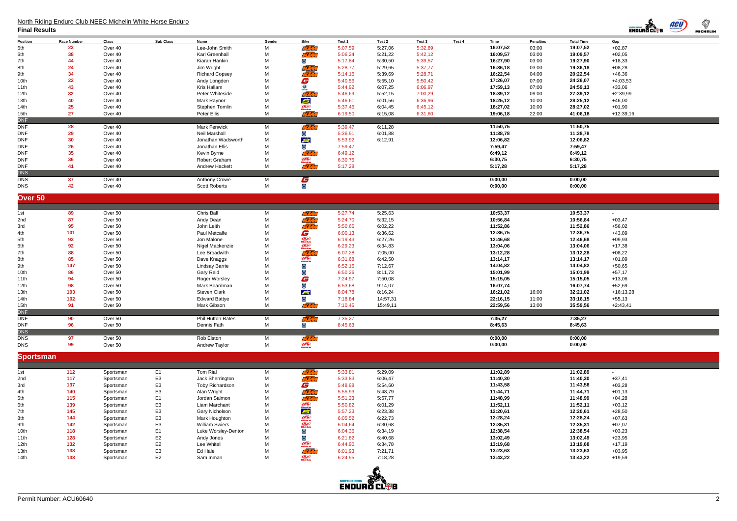## North Riding Enduro Club NEEC Michelin White Horse Enduro

**Final Results**

| Position | Race Number | Class | Sub Class | Name | Gender | Bike | Test 1 | Test 2 | Test 3 | Test 4 | Time | Penalties | Total Time | Gap |
|---|---|---|---|---|---|---|---|---|---|---|---|---|---|---|
| 5th | 23 | Over 40 | | Lee-John Smith | M | | 5:07,59 | 5:27,06 | 5:32,89 | | 16:07,52 | 03:00 | 19:07,52 | +02,87 |
| 6th | 38 | Over 40 | | Karl Greenhall | M | | 5:06,24 | 5:21,22 | 5:42,12 | | 16:09,57 | 03:00 | 19:09,57 | +02,05 |
| 7th | 44 | Over 40 | | Kiaran Hankin | M | | 5:17,84 | 5:30,50 | 5:39,57 | | 16:27,90 | 03:00 | 19:27,90 | +18,33 |
| 8th | 24 | Over 40 | | Jim Wright | M | | 5:28,77 | 5:29,65 | 5:37,77 | | 16:36,18 | 03:00 | 19:36,18 | +08,28 |
| 9th | 34 | Over 40 | | Richard Copsey | M | | 5:14,15 | 5:39,69 | 5:28,71 | | 16:22,54 | 04:00 | 20:22,54 | +46,36 |
| 10th | 22 | Over 40 | | Andy Longden | M | | 5:40,56 | 5:55,10 | 5:50,42 | | 17:26,07 | 07:00 | 24:26,07 | +4:03,53 |
| 11th | 43 | Over 40 | | Kris Hallam | M | | 5:44,92 | 6:07,25 | 6:06,97 | | 17:59,13 | 07:00 | 24:59,13 | +33,06 |
| 12th | 32 | Over 40 | | Peter Whiteside | M | | 5:46,69 | 5:52,15 | 7:00,29 | | 18:39,12 | 09:00 | 27:39,12 | +2:39,99 |
| 13th | 40 | Over 40 | | Mark Raynor | M | | 5:46,61 | 6:01,56 | 6:36,96 | | 18:25,12 | 10:00 | 28:25,12 | +46,00 |
| 14th | 25 | Over 40 | | Stephen Tomlin | M | | 5:37,46 | 6:04,45 | 6:45,12 | | 18:27,02 | 10:00 | 28:27,02 | +01,90 |
| 15th | 27 | Over 40 | | Peter Ellis | M | | 6:19,50 | 6:15,08 | 6:31,60 | | 19:06,18 | 22:00 | 41:06,18 | +12:39,16 |
| DNF | | | | | | | | | | | | | | |
| DNF | 28 | Over 40 | | Mark Fenwick | M | | 5:39,47 | 6:11,28 | | | 11:50,75 | | 11:50,75 | |
| DNF | 29 | Over 40 | | Neil Marshall | M | | 5:36,91 | 6:01,88 | | | 11:38,78 | | 11:38,78 | |
| DNF | 30 | Over 40 | | Jonathan Wadsworth | M | | 5:53,92 | 6:12,91 | | | 12:06,82 | | 12:06,82 | |
| DNF | 26 | Over 40 | | Jonathan Ellis | M | | 7:59,47 | | | | 7:59,47 | | 7:59,47 | |
| DNF | 35 | Over 40 | | Kevin Byrne | M | | 6:49,12 | | | | 6:49,12 | | 6:49,12 | |
| DNF | 36 | Over 40 | | Robert Graham | M | | 6:30,75 | | | | 6:30,75 | | 6:30,75 | |
| DNF | 41 | Over 40 | | Andrew Hackett | M | | 5:17,28 | | | | 5:17,28 | | 5:17,28 | |
| DNS | | | | | | | | | | | | | | |
| DNS | 37 | Over 40 | | Anthony Crowe | M | | | | | | 0:00,00 | | 0:00,00 | |
| DNS | 42 | Over 40 | | Scott Roberts | M | | | | | | 0:00,00 | | 0:00,00 | |

## Over 50

| Position | Race Number | Class | Sub Class | Name | Gender | Bike | Test 1 | Test 2 | Test 3 | Test 4 | Time | Penalties | Total Time | Gap |
|---|---|---|---|---|---|---|---|---|---|---|---|---|---|---|
| 1st | 89 | Over 50 | | Chris Ball | M | | 5:27,74 | 5:25,63 | | | 10:53,37 | | 10:53,37 | - |
| 2nd | 87 | Over 50 | | Andy Dean | M | | 5:24,70 | 5:32,15 | | | 10:56,84 | | 10:56,84 | +03,47 |
| 3rd | 95 | Over 50 | | John Leith | M | | 5:50,65 | 6:02,22 | | | 11:52,86 | | 11:52,86 | +56,02 |
| 4th | 101 | Over 50 | | Paul Metcalfe | M | | 6:00,13 | 6:36,62 | | | 12:36,75 | | 12:36,75 | +43,89 |
| 5th | 93 | Over 50 | | Jon Malone | M | | 6:19,43 | 6:27,26 | | | 12:46,68 | | 12:46,68 | +09,93 |
| 6th | 92 | Over 50 | | Nigel Mackenzie | M | | 6:29,23 | 6:34,83 | | | 13:04,06 | | 13:04,06 | +17,38 |
| 7th | 88 | Over 50 | | Lee Broadwith | M | | 6:07,28 | 7:05,00 | | | 13:12,28 | | 13:12,28 | +08,22 |
| 8th | 85 | Over 50 | | Dave Knaggs | M | | 6:31,68 | 6:42,50 | | | 13:14,17 | | 13:14,17 | +01,89 |
| 9th | 147 | Over 50 | | Lindsay Barrie | M | | 6:52,15 | 7:12,67 | | | 14:04,82 | | 14:04,82 | +50,65 |
| 10th | 86 | Over 50 | | Gary Reid | M | | 6:50,26 | 8:11,73 | | | 15:01,99 | | 15:01,99 | +57,17 |
| 11th | 94 | Over 50 | | Roger Worsley | M | | 7:24,97 | 7:50,08 | | | 15:15,05 | | 15:15,05 | +13,06 |
| 12th | 98 | Over 50 | | Mark Boardman | M | | 6:53,68 | 9:14,07 | | | 16:07,74 | | 16:07,74 | +52,69 |
| 13th | 103 | Over 50 | | Steven Clark | M | | 8:04,78 | 8:16,24 | | | 16:21,02 | 16:00 | 32:21,02 | +16:13,28 |
| 14th | 102 | Over 50 | | Edward Battye | M | | 7:18,84 | 14:57,31 | | | 22:16,15 | 11:00 | 33:16,15 | +55,13 |
| 15th | 91 | Over 50 | | Mark Gibson | M | | 7:10,45 | 15:49,11 | | | 22:59,56 | 13:00 | 35:59,56 | +2:43,41 |
| DNF | | | | | | | | | | | | | | |
| DNF | 90 | Over 50 | | Phil Hutton-Bates | M | | 7:35,27 | | | | 7:35,27 | | 7:35,27 | |
| DNF | 96 | Over 50 | | Dennis Fath | M | | 8:45,63 | | | | 8:45,63 | | 8:45,63 | |
| DNS | | | | | | | | | | | | | | |
| DNS | 97 | Over 50 | | Rob Elston | M | | | | | | 0:00,00 | | 0:00,00 | |
| DNS | 99 | Over 50 | | Andrew Taylor | M | | | | | | 0:00,00 | | 0:00,00 | |

## Sportsman

| Position | Race Number | Class | Sub Class | Name | Gender | Bike | Test 1 | Test 2 | Test 3 | Test 4 | Time | Penalties | Total Time | Gap |
|---|---|---|---|---|---|---|---|---|---|---|---|---|---|---|
| 1st | 112 | Sportsman | E1 | Tom Rial | M | | 5:33,81 | 5:29,09 | | | 11:02,89 | | 11:02,89 | - |
| 2nd | 117 | Sportsman | E3 | Jack Sherrington | M | | 5:33,83 | 6:06,47 | | | 11:40,30 | | 11:40,30 | +37,41 |
| 3rd | 137 | Sportsman | E3 | Toby Richardson | M | | 5:48,98 | 5:54,60 | | | 11:43,58 | | 11:43,58 | +03,28 |
| 4th | 140 | Sportsman | E3 | Alan Wright | M | | 5:55,93 | 5:48,79 | | | 11:44,71 | | 11:44,71 | +01,13 |
| 5th | 115 | Sportsman | E1 | Jordan Salmon | M | | 5:51,23 | 5:57,77 | | | 11:48,99 | | 11:48,99 | +04,28 |
| 6th | 139 | Sportsman | E3 | Liam Marchant | M | | 5:50,82 | 6:01,29 | | | 11:52,11 | | 11:52,11 | +03,12 |
| 7th | 145 | Sportsman | E3 | Gary Nicholson | M | | 5:57,23 | 6:23,38 | | | 12:20,61 | | 12:20,61 | +28,50 |
| 8th | 144 | Sportsman | E3 | Mark Houghton | M | | 6:05,52 | 6:22,73 | | | 12:28,24 | | 12:28,24 | +07,63 |
| 9th | 142 | Sportsman | E3 | William Swiers | M | | 6:04,64 | 6:30,68 | | | 12:35,31 | | 12:35,31 | +07,07 |
| 10th | 118 | Sportsman | E1 | Luke Worsley-Denton | M | | 6:04,36 | 6:34,19 | | | 12:38,54 | | 12:38,54 | +03,23 |
| 11th | 128 | Sportsman | E2 | Andy Jones | M | | 6:21,82 | 6:40,68 | | | 13:02,49 | | 13:02,49 | +23,95 |
| 12th | 132 | Sportsman | E2 | Lee Whitell | M | | 6:44,90 | 6:34,78 | | | 13:19,68 | | 13:19,68 | +17,19 |
| 13th | 138 | Sportsman | E3 | Ed Hale | M | | 6:01,93 | 7:21,71 | | | 13:23,63 | | 13:23,63 | +03,95 |
| 14th | 133 | Sportsman | E2 | Sam Inman | M | | 6:24,95 | 7:18,28 | | | 13:43,22 | | 13:43,22 | +19,59 |

Permit Number: ACU60640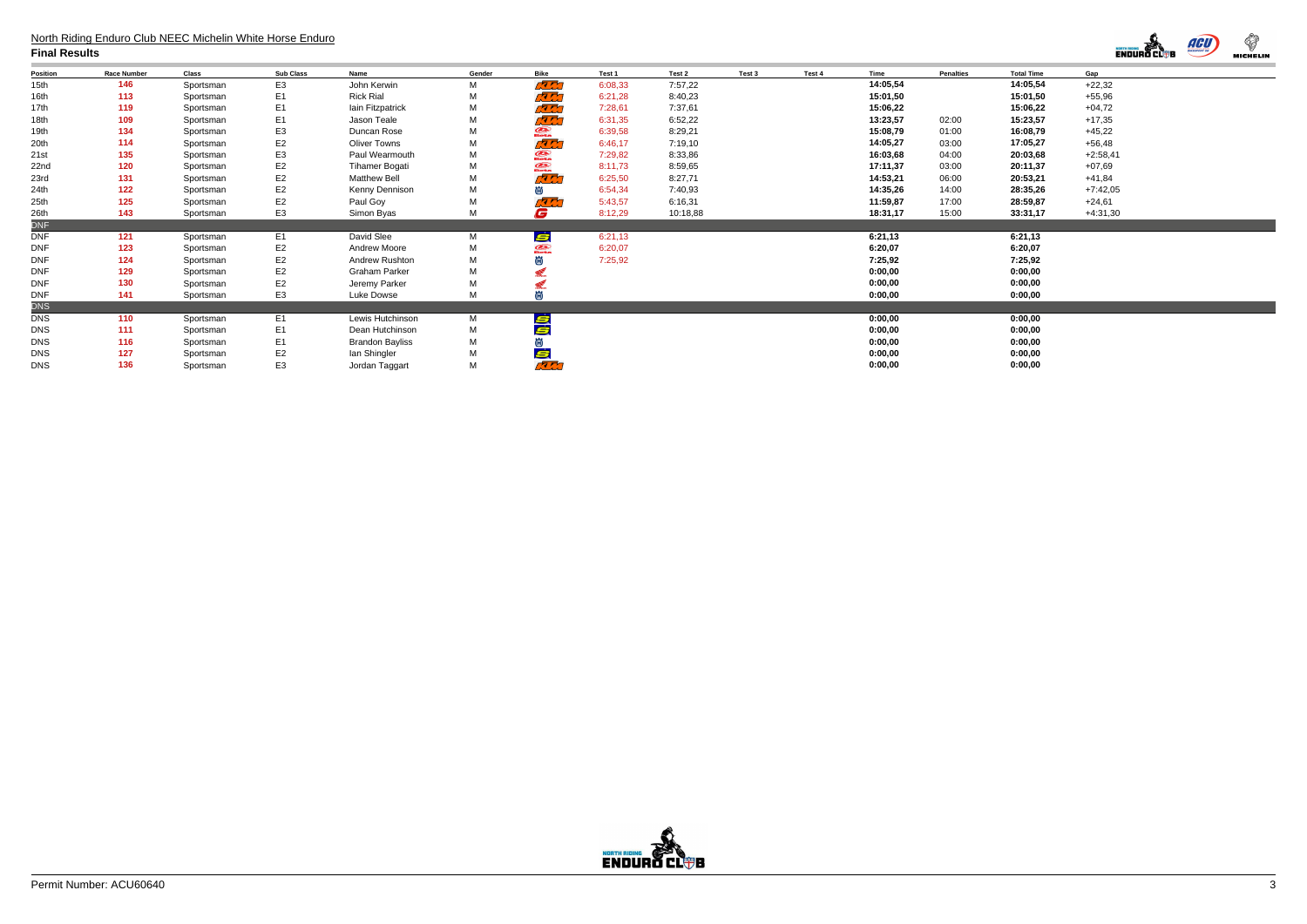North Riding Enduro Club NEEC Michelin White Horse Enduro

**Final Results**

| Position | Race Number | Class | Sub Class | Name | Gender | Bike | Test 1 | Test 2 | Test 3 | Test 4 | Time | Penalties | Total Time | Gap |
|---|---|---|---|---|---|---|---|---|---|---|---|---|---|---|
| 15th | 146 | Sportsman | E3 | John Kerwin | M | | 6:08,33 | 7:57,22 | | | 14:05,54 | | 14:05,54 | +22,32 |
| 16th | 113 | Sportsman | E1 | Rick Rial | M | | 6:21,28 | 8:40,23 | | | 15:01,50 | | 15:01,50 | +55,96 |
| 17th | 119 | Sportsman | E1 | Iain Fitzpatrick | M | | 7:28,61 | 7:37,61 | | | 15:06,22 | | 15:06,22 | +04,72 |
| 18th | 109 | Sportsman | E1 | Jason Teale | M | | 6:31,35 | 6:52,22 | | | 13:23,57 | 02:00 | 15:23,57 | +17,35 |
| 19th | 134 | Sportsman | E3 | Duncan Rose | M | | 6:39,58 | 8:29,21 | | | 15:08,79 | 01:00 | 16:08,79 | +45,22 |
| 20th | 114 | Sportsman | E2 | Oliver Towns | M | | 6:46,17 | 7:19,10 | | | 14:05,27 | 03:00 | 17:05,27 | +56,48 |
| 21st | 135 | Sportsman | E3 | Paul Wearmouth | M | | 7:29,82 | 8:33,86 | | | 16:03,68 | 04:00 | 20:03,68 | +2:58,41 |
| 22nd | 120 | Sportsman | E2 | Tihamer Bogati | M | | 8:11,73 | 8:59,65 | | | 17:11,37 | 03:00 | 20:11,37 | +07,69 |
| 23rd | 131 | Sportsman | E2 | Matthew Bell | M | | 6:25,50 | 8:27,71 | | | 14:53,21 | 06:00 | 20:53,21 | +41,84 |
| 24th | 122 | Sportsman | E2 | Kenny Dennison | M | | 6:54,34 | 7:40,93 | | | 14:35,26 | 14:00 | 28:35,26 | +7:42,05 |
| 25th | 125 | Sportsman | E2 | Paul Goy | M | | 5:43,57 | 6:16,31 | | | 11:59,87 | 17:00 | 28:59,87 | +24,61 |
| 26th | 143 | Sportsman | E3 | Simon Byas | M | | 8:12,29 | 10:18,88 | | | 18:31,17 | 15:00 | 33:31,17 | +4:31,30 |
| DNF | | | | | | | | | | | | | | |
| DNF | 121 | Sportsman | E1 | David Slee | M | | 6:21,13 | | | | 6:21,13 | | 6:21,13 | |
| DNF | 123 | Sportsman | E2 | Andrew Moore | M | | 6:20,07 | | | | 6:20,07 | | 6:20,07 | |
| DNF | 124 | Sportsman | E2 | Andrew Rushton | M | | 7:25,92 | | | | 7:25,92 | | 7:25,92 | |
| DNF | 129 | Sportsman | E2 | Graham Parker | M | | | | | | 0:00,00 | | 0:00,00 | |
| DNF | 130 | Sportsman | E2 | Jeremy Parker | M | | | | | | 0:00,00 | | 0:00,00 | |
| DNF | 141 | Sportsman | E3 | Luke Dowse | M | | | | | | 0:00,00 | | 0:00,00 | |
| DNS | | | | | | | | | | | | | | |
| DNS | 110 | Sportsman | E1 | Lewis Hutchinson | M | | | | | | 0:00,00 | | 0:00,00 | |
| DNS | 111 | Sportsman | E1 | Dean Hutchinson | M | | | | | | 0:00,00 | | 0:00,00 | |
| DNS | 116 | Sportsman | E1 | Brandon Bayliss | M | | | | | | 0:00,00 | | 0:00,00 | |
| DNS | 127 | Sportsman | E2 | Ian Shingler | M | | | | | | 0:00,00 | | 0:00,00 | |
| DNS | 136 | Sportsman | E3 | Jordan Taggart | M | | | | | | 0:00,00 | | 0:00,00 | |

Permit Number: ACU60640